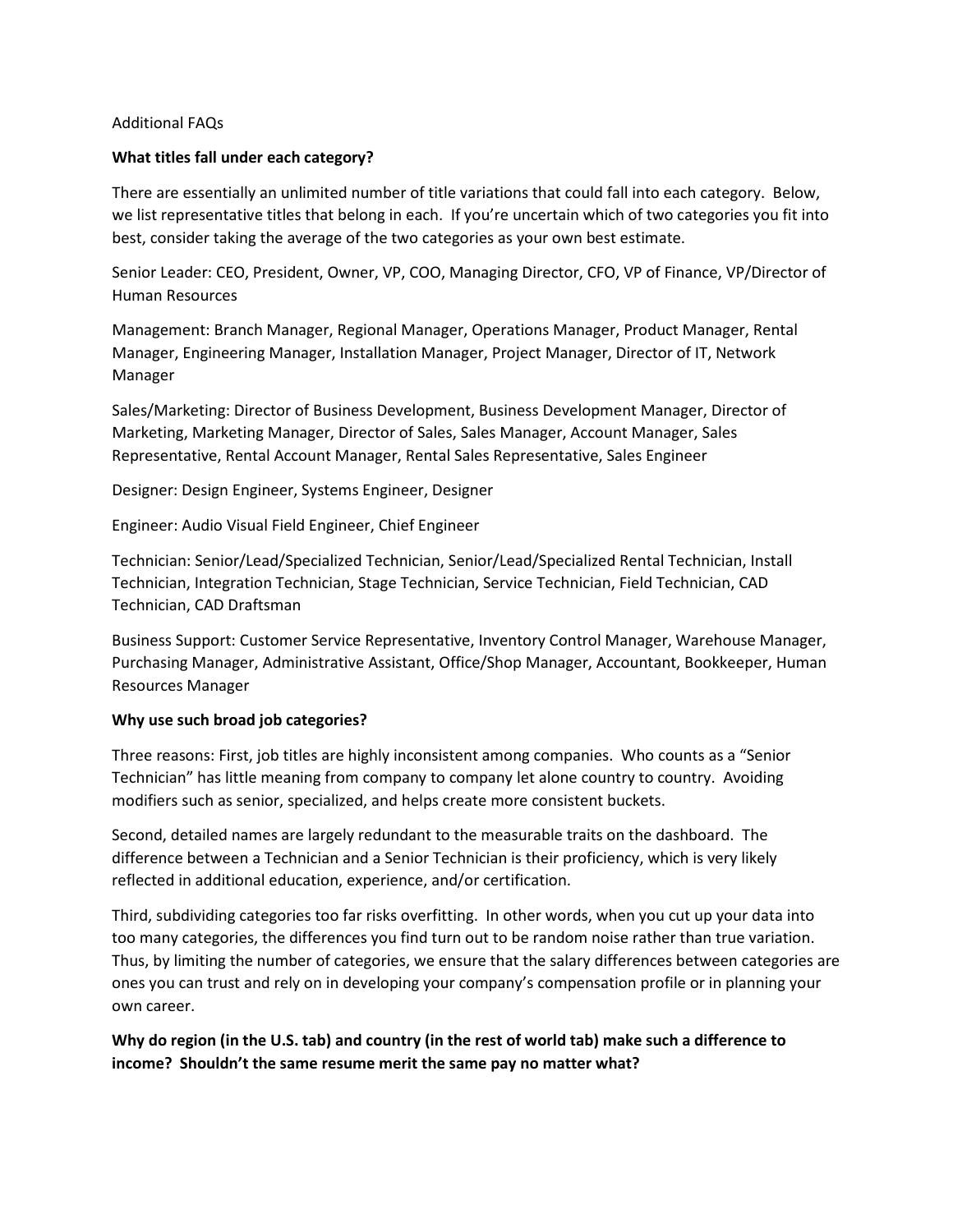Additional FAQs

**What titles fall under each category?**

There are essentially an unlimited number of title variations that could fall into each category. Below, we list representative titles that belong in each. If you're uncertain which of two categories you fit into best, consider taking the average of the two categories as your own best estimate.

Senior Leader: CEO, President, Owner, VP, COO, Managing Director, CFO, VP of Finance, VP/Director of Human Resources

Management: Branch Manager, Regional Manager, Operations Manager, Product Manager, Rental Manager, Engineering Manager, Installation Manager, Project Manager, Director of IT, Network Manager

Sales/Marketing: Director of Business Development, Business Development Manager, Director of Marketing, Marketing Manager, Director of Sales, Sales Manager, Account Manager, Sales Representative, Rental Account Manager, Rental Sales Representative, Sales Engineer

Designer: Design Engineer, Systems Engineer, Designer

Engineer: Audio Visual Field Engineer, Chief Engineer

Technician: Senior/Lead/Specialized Technician, Senior/Lead/Specialized Rental Technician, Install Technician, Integration Technician, Stage Technician, Service Technician, Field Technician, CAD Technician, CAD Draftsman

Business Support: Customer Service Representative, Inventory Control Manager, Warehouse Manager, Purchasing Manager, Administrative Assistant, Office/Shop Manager, Accountant, Bookkeeper, Human Resources Manager

**Why use such broad job categories?**

Three reasons: First, job titles are highly inconsistent among companies. Who counts as a "Senior Technician" has little meaning from company to company let alone country to country. Avoiding modifiers such as senior, specialized, and helps create more consistent buckets.

Second, detailed names are largely redundant to the measurable traits on the dashboard. The difference between a Technician and a Senior Technician is their proficiency, which is very likely reflected in additional education, experience, and/or certification.

Third, subdividing categories too far risks overfitting. In other words, when you cut up your data into too many categories, the differences you find turn out to be random noise rather than true variation. Thus, by limiting the number of categories, we ensure that the salary differences between categories are ones you can trust and rely on in developing your company's compensation profile or in planning your own career.

**Why do region (in the U.S. tab) and country (in the rest of world tab) make such a difference to income? Shouldn't the same resume merit the same pay no matter what?**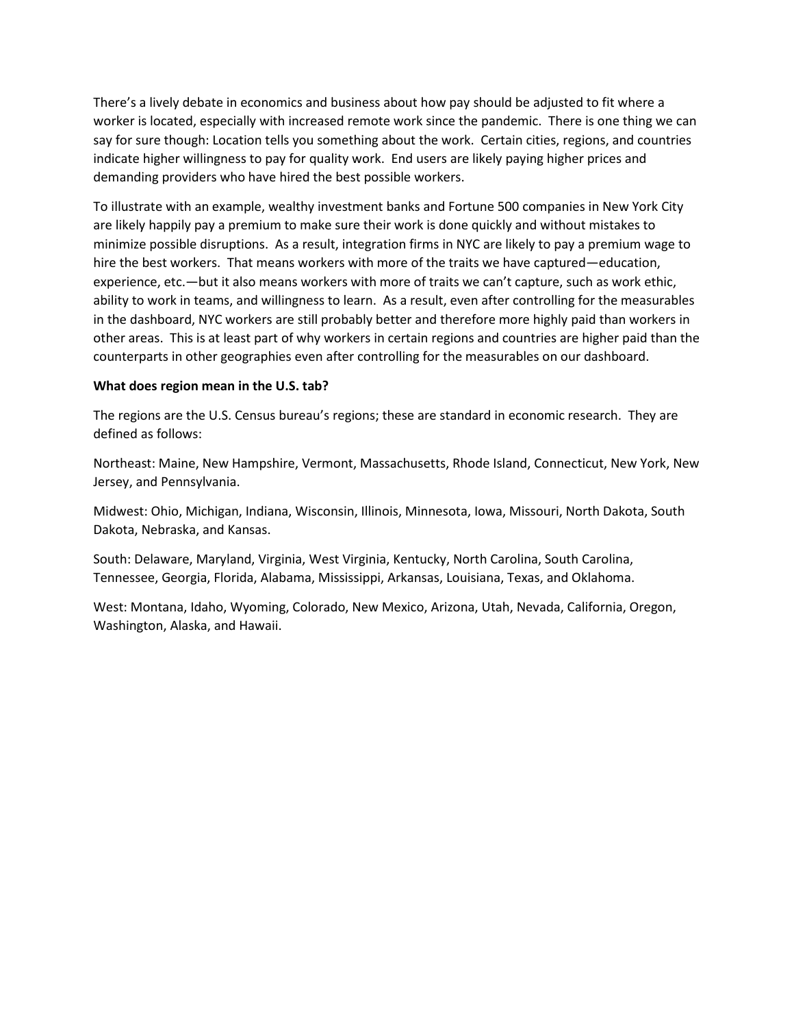There's a lively debate in economics and business about how pay should be adjusted to fit where a worker is located, especially with increased remote work since the pandemic. There is one thing we can say for sure though: Location tells you something about the work. Certain cities, regions, and countries indicate higher willingness to pay for quality work. End users are likely paying higher prices and demanding providers who have hired the best possible workers.

To illustrate with an example, wealthy investment banks and Fortune 500 companies in New York City are likely happily pay a premium to make sure their work is done quickly and without mistakes to minimize possible disruptions. As a result, integration firms in NYC are likely to pay a premium wage to hire the best workers. That means workers with more of the traits we have captured—education, experience, etc.—but it also means workers with more of traits we can't capture, such as work ethic, ability to work in teams, and willingness to learn. As a result, even after controlling for the measurables in the dashboard, NYC workers are still probably better and therefore more highly paid than workers in other areas. This is at least part of why workers in certain regions and countries are higher paid than the counterparts in other geographies even after controlling for the measurables on our dashboard.

**What does region mean in the U.S. tab?**

The regions are the U.S. Census bureau's regions; these are standard in economic research. They are defined as follows:

Northeast: Maine, New Hampshire, Vermont, Massachusetts, Rhode Island, Connecticut, New York, New Jersey, and Pennsylvania.

Midwest: Ohio, Michigan, Indiana, Wisconsin, Illinois, Minnesota, Iowa, Missouri, North Dakota, South Dakota, Nebraska, and Kansas.

South: Delaware, Maryland, Virginia, West Virginia, Kentucky, North Carolina, South Carolina, Tennessee, Georgia, Florida, Alabama, Mississippi, Arkansas, Louisiana, Texas, and Oklahoma.

West: Montana, Idaho, Wyoming, Colorado, New Mexico, Arizona, Utah, Nevada, California, Oregon, Washington, Alaska, and Hawaii.